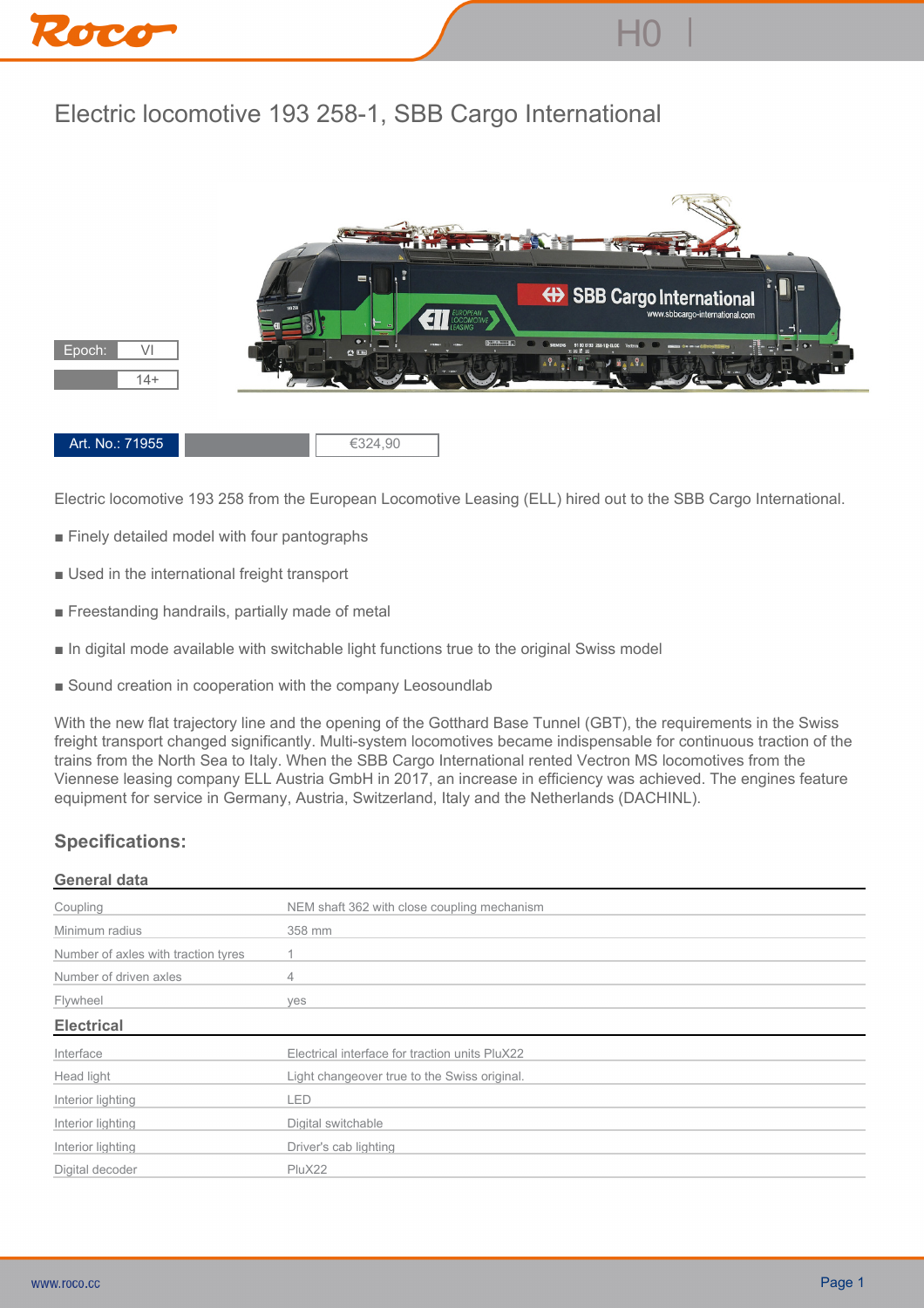# Electric locomotive 193 258-1, SBB Cargo International

| | |
|---|---|
| Epoch: | VI |
| | 14+ |

| | | |
|---|---|---|
| Art. No.: 71955 | | €324,90 |

Electric locomotive 193 258 from the European Locomotive Leasing (ELL) hired out to the SBB Cargo International.

■ Finely detailed model with four pantographs

■ Used in the international freight transport

■ Freestanding handrails, partially made of metal

■ In digital mode available with switchable light functions true to the original Swiss model

■ Sound creation in cooperation with the company Leosoundlab

With the new flat trajectory line and the opening of the Gotthard Base Tunnel (GBT), the requirements in the Swiss freight transport changed significantly. Multi-system locomotives became indispensable for continuous traction of the trains from the North Sea to Italy. When the SBB Cargo International rented Vectron MS locomotives from the Viennese leasing company ELL Austria GmbH in 2017, an increase in efficiency was achieved. The engines feature equipment for service in Germany, Austria, Switzerland, Italy and the Netherlands (DACHINL).

## Specifications:

### General data

| | |
|---|---|
| Coupling | NEM shaft 362 with close coupling mechanism |
| Minimum radius | 358 mm |
| Number of axles with traction tyres | 1 |
| Number of driven axles | 4 |
| Flywheel | yes |

### Electrical

| | |
|---|---|
| Interface | Electrical interface for traction units PluX22 |
| Head light | Light changeover true to the Swiss original. |
| Interior lighting | LED |
| Interior lighting | Digital switchable |
| Interior lighting | Driver's cab lighting |
| Digital decoder | PluX22 |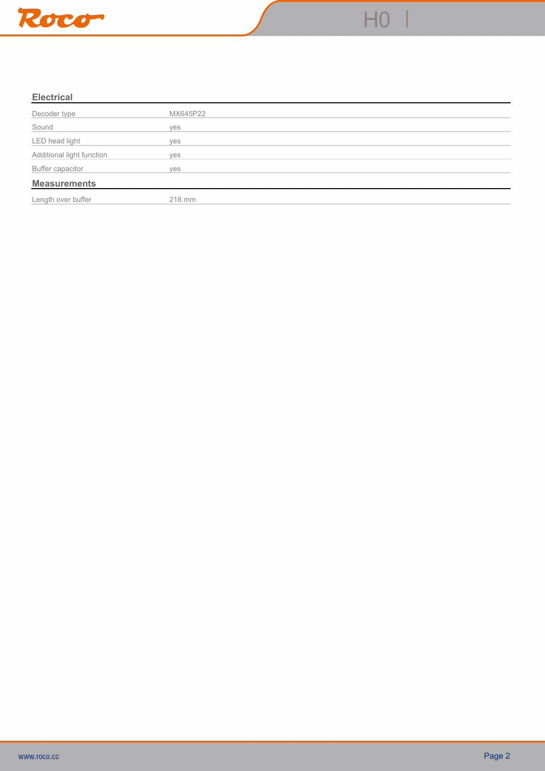## Electrical

| | |
|---|---|
| Decoder type | MX645P22 |
| Sound | yes |
| LED head light | yes |
| Additional light function | yes |
| Buffer capacitor | yes |

## Measurements

| | |
|---|---|
| Length over buffer | 218 mm |